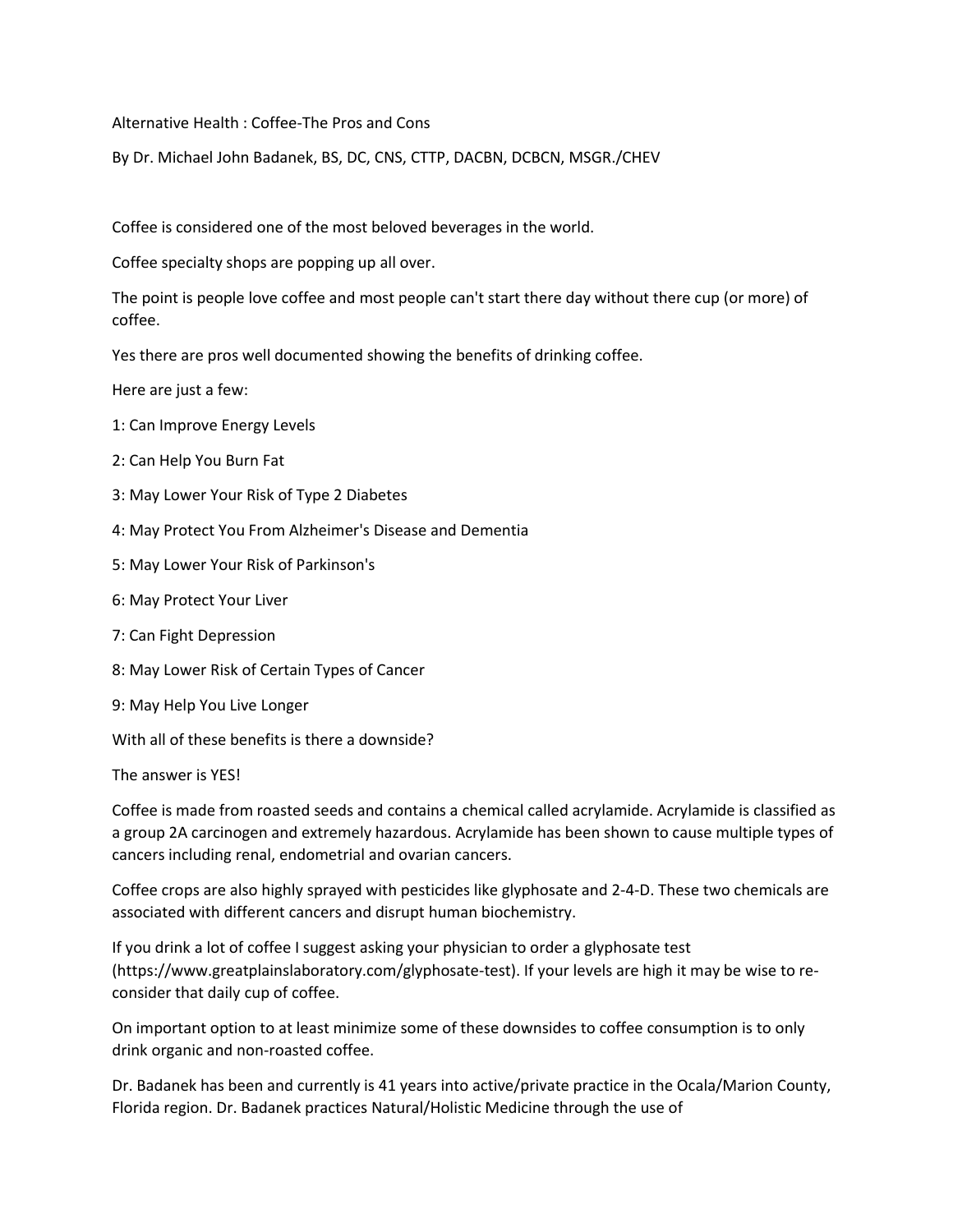# Alternative Health : Coffee-The Pros and Cons

By Dr. Michael John Badanek, BS, DC, CNS, CTTP, DACBN, DCBCN, MSGR./CHEV

Coffee is considered one of the most beloved beverages in the world.

Coffee specialty shops are popping up all over.

The point is people love coffee and most people can't start there day without there cup (or more) of coffee.

Yes there are pros well documented showing the benefits of drinking coffee.

Here are just a few:

1: Can Improve Energy Levels

2: Can Help You Burn Fat

3: May Lower Your Risk of Type 2 Diabetes

4: May Protect You From Alzheimer's Disease and Dementia

5: May Lower Your Risk of Parkinson's

6: May Protect Your Liver

7: Can Fight Depression

8: May Lower Risk of Certain Types of Cancer

9: May Help You Live Longer

With all of these benefits is there a downside?

The answer is YES!

Coffee is made from roasted seeds and contains a chemical called acrylamide. Acrylamide is classified as a group 2A carcinogen and extremely hazardous. Acrylamide has been shown to cause multiple types of cancers including renal, endometrial and ovarian cancers.

Coffee crops are also highly sprayed with pesticides like glyphosate and 2-4-D. These two chemicals are associated with different cancers and disrupt human biochemistry.

If you drink a lot of coffee I suggest asking your physician to order a glyphosate test (https://www.greatplainslaboratory.com/glyphosate-test). If your levels are high it may be wise to re-consider that daily cup of coffee.

On important option to at least minimize some of these downsides to coffee consumption is to only drink organic and non-roasted coffee.

Dr. Badanek has been and currently is 41 years into active/private practice in the Ocala/Marion County, Florida region. Dr. Badanek practices Natural/Holistic Medicine through the use of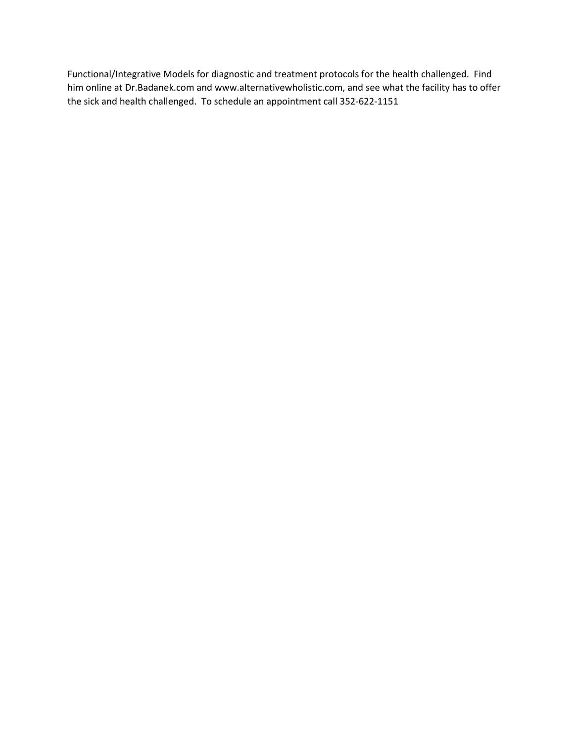Functional/Integrative Models for diagnostic and treatment protocols for the health challenged. Find him online at Dr.Badanek.com and www.alternativewholistic.com, and see what the facility has to offer the sick and health challenged. To schedule an appointment call 352-622-1151